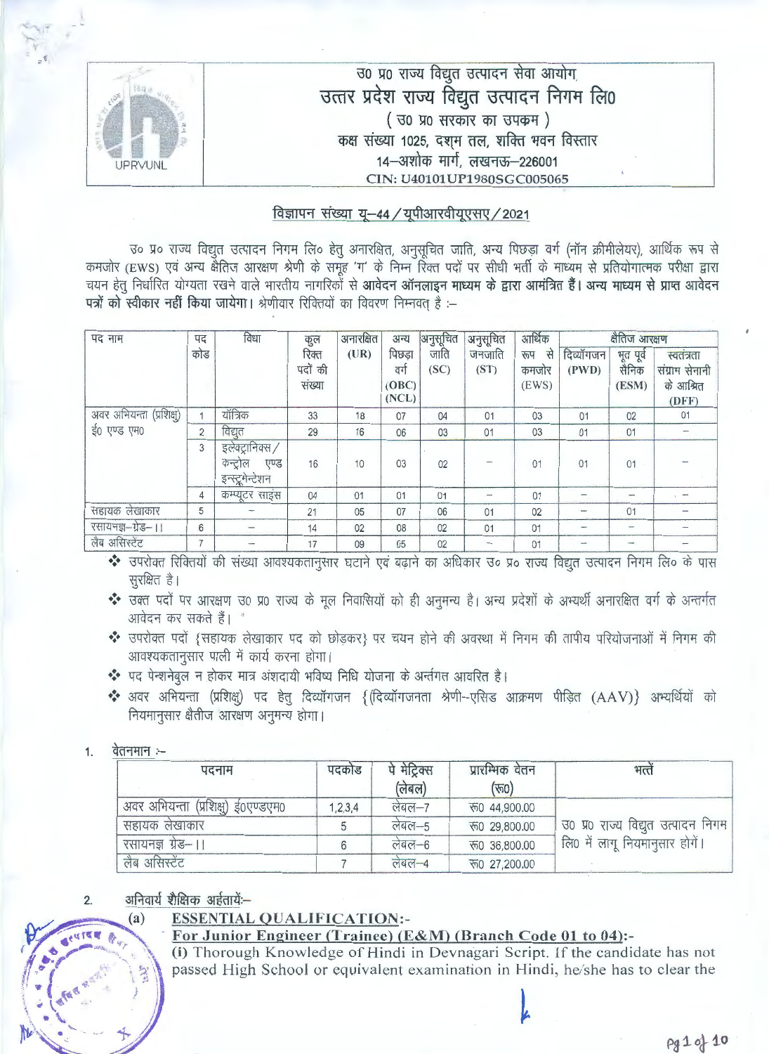# उ0 प्र0 राज्य विद्युत उत्पादन सेवा आयोग,
# उत्तर प्रदेश राज्य विद्युत उत्पादन निगम लि0
## ( उ0 प्र0 सरकार का उपक्रम )
कक्ष संख्या 1025, दशम तल, शक्ति भवन विस्तार
14–अशोक मार्ग, लखनऊ–226001
CIN: U40101UP1980SGC005065

## विज्ञापन संख्या यू–44 / यूपीआरवीयूएसए / 2021

उ0 प्र0 राज्य विद्युत उत्पादन निगम लि0 हेतु अनारक्षित, अनुसूचित जाति, अन्य पिछड़ा वर्ग (नॉन क्रीमीलेयर), आर्थिक रूप से कमजोर (EWS) एवं अन्य क्षैतिज आरक्षण श्रेणी के समूह 'ग' के निम्न रिक्त पदों पर सीधी भर्ती के माध्यम से प्रतियोगात्मक परीक्षा द्वारा चयन हेतु निर्धारित योग्यता रखने वाले भारतीय नागरिकों से **आवेदन ऑनलाइन माध्यम के द्वारा आमंत्रित हैं। अन्य माध्यम से प्राप्त आवेदन पत्रों को स्वीकार नहीं किया जायेगा।** श्रेणीवार रिक्तियों का विवरण निम्नवत् है :-

| पद नाम | पद कोड | विधा | कुल रिक्त पदों की संख्या | अनारक्षित (UR) | अन्य पिछड़ा वर्ग (OBC) (NCL) | अनुसूचित जाति (SC) | अनुसूचित जनजाति (ST) | आर्थिक रूप से कमजोर (EWS) | क्षैतिज आरक्षण | | |
|---|---|---|---|---|---|---|---|---|---|---|---|
| | | | | | | | | | दिव्यांगजन (PWD) | भूत पूर्व सैनिक (ESM) | स्वतंत्रता संग्राम सेनानी के आश्रित (DFF) |
| अवर अभियन्ता (प्रशिक्षु) ई0 एण्ड एम0 | 1 | यांत्रिक | 33 | 18 | 07 | 04 | 01 | 03 | 01 | 02 | 01 |
| | 2 | विद्युत | 29 | 16 | 06 | 03 | 01 | 03 | 01 | 01 | – |
| | 3 | इलेक्ट्रानिक्स / कन्ट्रोल एण्ड इन्स्ट्रूमेन्टेशन | 16 | 10 | 03 | 02 | – | 01 | 01 | 01 | – |
| | 4 | कम्प्यूटर साइंस | 04 | 01 | 01 | 01 | – | 01 | – | – | – |
| सहायक लेखाकार | 5 | – | 21 | 05 | 07 | 06 | 01 | 02 | – | 01 | – |
| रसायनज्ञ–ग्रेड–।। | 6 | – | 14 | 02 | 08 | 02 | 01 | 01 | – | – | – |
| लैब असिस्टेंट | 7 | – | 17 | 09 | 05 | 02 | – | 01 | – | – | – |

- उपरोक्त रिक्तियों की संख्या आवश्यकतानुसार घटाने एवं बढ़ाने का अधिकार उ0 प्र0 राज्य विद्युत उत्पादन निगम लि0 के पास सुरक्षित है।
- उक्त पदों पर आरक्षण उ0 प्र0 राज्य के मूल निवासियों को ही अनुमन्य है। अन्य प्रदेशों के अभ्यर्थी अनारक्षित वर्ग के अन्तर्गत आवेदन कर सकते हैं।
- उपरोक्त पदों {सहायक लेखाकार पद को छोड़कर} पर चयन होने की अवस्था में निगम की तापीय परियोजनाओं में निगम की आवश्यकतानुसार पाली में कार्य करना होगा।
- पद पेन्शनेबुल न होकर मात्र अंशदायी भविष्य निधि योजना के अन्तर्गत आवरित है।
- अवर अभियन्ता (प्रशिक्षु) पद हेतु दिव्यांगजन {(दिव्यांगजनता श्रेणी–एसिड आक्रमण पीड़ित (AAV)} अभ्यर्थियों को नियमानुसार क्षैतिज आरक्षण अनुमन्य होगा।

1. वेतनमान :-

| पदनाम | पदकोड | पे मेट्रिक्स (लेवल) | प्रारम्भिक वेतन (रू0) | भत्तें |
|---|---|---|---|---|
| अवर अभियन्ता (प्रशिक्षु) ई0एण्डएम0 | 1,2,3,4 | लेवल–7 | रू0 44,900.00 | उ0 प्र0 राज्य विद्युत उत्पादन निगम लि0 में लागू नियमानुसार होगें। |
| सहायक लेखाकार | 5 | लेवल–5 | रू0 29,800.00 | |
| रसायनज्ञ ग्रेड–।। | 6 | लेवल–6 | रू0 36,800.00 | |
| लैब असिस्टेंट | 7 | लेवल–4 | रू0 27,200.00 | |

2. अनिवार्य शैक्षिक अर्हतायें:-

(a) **ESSENTIAL QUALIFICATION:-**

**For Junior Engineer (Trainee) (E&M) (Branch Code 01 to 04):-**

(i) Thorough Knowledge of Hindi in Devnagari Script. If the candidate has not passed High School or equivalent examination in Hindi, he/she has to clear the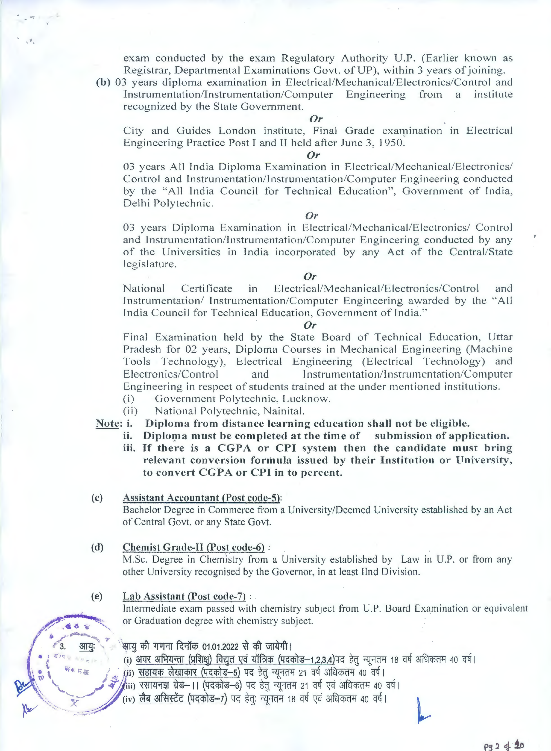exam conducted by the exam Regulatory Authority U.P. (Earlier known as Registrar, Departmental Examinations Govt. of UP), within 3 years of joining.

**(b)** 03 years diploma examination in Electrical/Mechanical/Electronics/Control and Instrumentation/Instrumentation/Computer Engineering from a institute recognized by the State Government.

***Or***

City and Guides London institute, Final Grade examination in Electrical Engineering Practice Post I and II held after June 3, 1950.

***Or***

03 years All India Diploma Examination in Electrical/Mechanical/Electronics/ Control and Instrumentation/Instrumentation/Computer Engineering conducted by the "All India Council for Technical Education", Government of India, Delhi Polytechnic.

***Or***

03 years Diploma Examination in Electrical/Mechanical/Electronics/ Control and Instrumentation/Instrumentation/Computer Engineering conducted by any of the Universities in India incorporated by any Act of the Central/State legislature.

***Or***

National Certificate in Electrical/Mechanical/Electronics/Control and Instrumentation/ Instrumentation/Computer Engineering awarded by the "All India Council for Technical Education, Government of India."

***Or***

Final Examination held by the State Board of Technical Education, Uttar Pradesh for 02 years, Diploma Courses in Mechanical Engineering (Machine Tools Technology), Electrical Engineering (Electrical Technology) and Electronics/Control and Instrumentation/Instrumentation/Computer Engineering in respect of students trained at the under mentioned institutions.

(i) Government Polytechnic, Lucknow.
(ii) National Polytechnic, Nainital.

Note: **i. Diploma from distance learning education shall not be eligible.**
**ii. Diploma must be completed at the time of submission of application.**
**iii. If there is a CGPA or CPI system then the candidate must bring relevant conversion formula issued by their Institution or University, to convert CGPA or CPI in to percent.**

**(c)** Assistant Accountant (Post code-5):
Bachelor Degree in Commerce from a University/Deemed University established by an Act of Central Govt. or any State Govt.

**(d)** Chemist Grade-II (Post code-6) :
M.Sc. Degree in Chemistry from a University established by Law in U.P. or from any other University recognised by the Governor, in at least IInd Division.

**(e)** Lab Assistant (Post code-7) :
Intermediate exam passed with chemistry subject from U.P. Board Examination or equivalent or Graduation degree with chemistry subject.

3. आयु: आयु की गणना दिनॉक 01.01.2022 से की जायेगी।
(i) अवर अभियन्ता (प्रशिक्षु) विद्युत एवं यॉत्रिक (पदकोड–1,2,3,4)पद हेतु न्यूनतम 18 वर्ष अधिकतम 40 वर्ष।
(ii) सहायक लेखाकार (पदकोड–5) पद हेतु न्यूनतम 21 वर्ष अधिकतम 40 वर्ष।
(iii) रसायनज्ञ ग्रेड–II (पदकोड–6) पद हेतु न्यूनतम 21 वर्ष एवं अधिकतम 40 वर्ष।
(iv) लैब असिस्टेंट (पदकोड–7) पद हेतु: न्यूनतम 18 वर्ष एवं अधिकतम 40 वर्ष।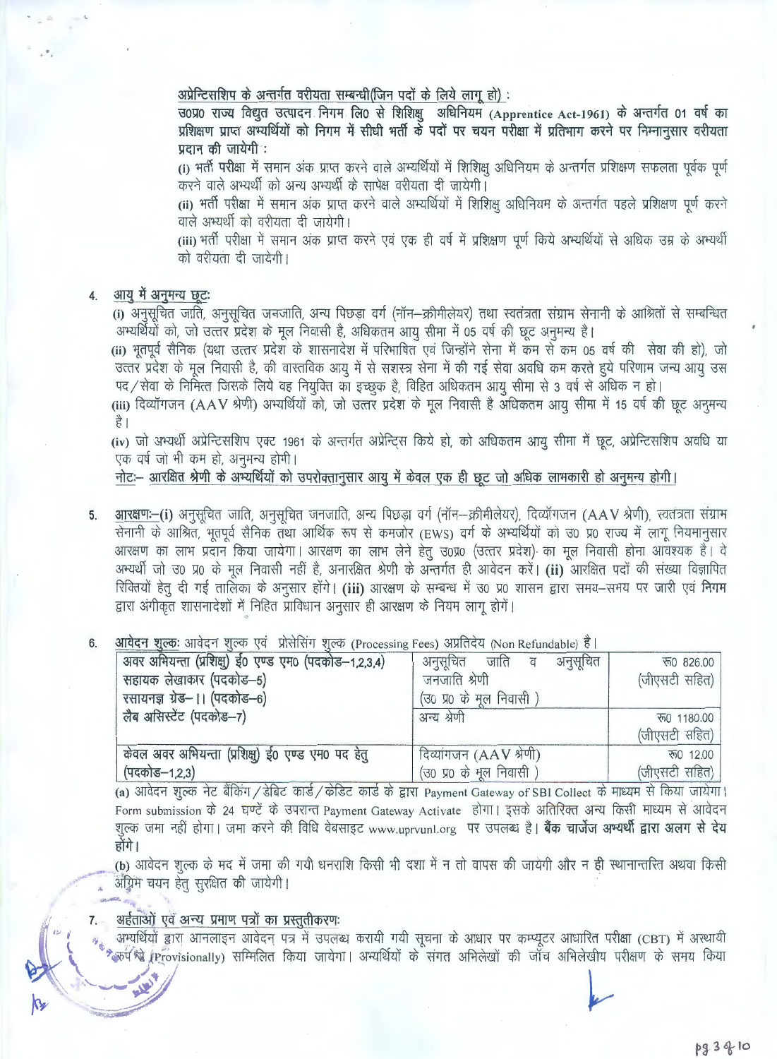**अप्रेन्टिसशिप के अन्तर्गत वरीयता सम्बन्धी(जिन पदों के लिये लागू हो) :**

**उ0प्र0 राज्य विद्युत उत्पादन निगम लि0 से शिशिक्षु अधिनियम (Apprentice Act-1961) के अन्तर्गत 01 वर्ष का प्रशिक्षण प्राप्त अभ्यर्थियों को निगम में सीधी भर्ती के पदों पर चयन परीक्षा में प्रतिभाग करने पर निम्नानुसार वरीयता प्रदान की जायेगी :**

(i) भर्ती परीक्षा में समान अंक प्राप्त करने वाले अभ्यर्थियों में शिशिक्षु अधिनियम के अन्तर्गत प्रशिक्षण सफलता पूर्वक पूर्ण करने वाले अभ्यर्थी को अन्य अभ्यर्थी के सापेक्ष वरीयता दी जायेगी।

(ii) भर्ती परीक्षा में समान अंक प्राप्त करने वाले अभ्यर्थियों में शिशिक्षु अधिनियम के अन्तर्गत पहले प्रशिक्षण पूर्ण करने वाले अभ्यर्थी को वरीयता दी जायेगी।

(iii) भर्ती परीक्षा में समान अंक प्राप्त करने एवं एक ही वर्ष में प्रशिक्षण पूर्ण किये अभ्यर्थियों से अधिक उम्र के अभ्यर्थी को वरीयता दी जायेगी।

4. **आयु में अनुमन्य छूटः**

(i) अनुसूचित जाति, अनुसूचित जनजाति, अन्य पिछड़ा वर्ग (नॉन–क्रीमीलेयर) तथा स्वतंत्रता संग्राम सेनानी के आश्रितों से सम्बन्धित अभ्यर्थियों को, जो उत्तर प्रदेश के मूल निवासी है, अधिकतम आयु सीमा में 05 वर्ष की छूट अनुमन्य है।

(ii) भूतपूर्व सैनिक (यथा उत्तर प्रदेश के शासनादेश में परिभाषित एवं जिन्होंने सेना में कम से कम 05 वर्ष की सेवा की हो), जो उत्तर प्रदेश के मूल निवासी है, की वास्तविक आयु में से सशस्त्र सेना में की गई सेवा अवधि कम करते हुये परिणाम जन्य आयु उस पद/सेवा के निमित्त जिसके लिये वह नियुक्ति का इच्छुक है, विहित अधिकतम आयु सीमा से 3 वर्ष से अधिक न हो।

(iii) दिव्यॉगजन (AAV श्रेणी) अभ्यर्थियों को, जो उत्तर प्रदेश के मूल निवासी है अधिकतम आयु सीमा में 15 वर्ष की छूट अनुमन्य है।

(iv) जो अभ्यर्थी अप्रेन्टिसशिप एक्ट 1961 के अन्तर्गत अप्रेन्टिस किये हो, को अधिकतम आयु सीमा में छूट, अप्रेन्टिसशिप अवधि या एक वर्ष जो भी कम हो, अनुमन्य होगी।

**नोटः– आरक्षित श्रेणी के अभ्यर्थियों को उपरोक्तानुसार आयु में केवल एक ही छूट जो अधिक लाभकारी हो अनुमन्य होगी।**

5. **आरक्षणः–**(i) अनुसूचित जाति, अनुसूचित जनजाति, अन्य पिछड़ा वर्ग (नॉन–क्रीमीलेयर), दिव्यॉगजन (AAV श्रेणी), स्वतंत्रता संग्राम सेनानी के आश्रित, भूतपूर्व सैनिक तथा आर्थिक रूप से कमजोर (EWS) वर्ग के अभ्यर्थियों को उ0 प्र0 राज्य में लागू नियमानुसार आरक्षण का लाभ प्रदान किया जायेगा। आरक्षण का लाभ लेने हेतु उ0प्र0 (उत्तर प्रदेश) का मूल निवासी होना आवश्यक है। वे अभ्यर्थी जो उ0 प्र0 के मूल निवासी नहीं है, अनारक्षित श्रेणी के अन्तर्गत ही आवेदन करें। **(ii)** आरक्षित पदों की संख्या विज्ञापित रिक्तियों हेतु दी गई तालिका के अनुसार होंगे। **(iii)** आरक्षण के सम्बन्ध में उ0 प्र0 शासन द्वारा समय–समय पर जारी एवं निगम द्वारा अंगीकृत शासनादेशों में निहित प्राविधान अनुसार ही आरक्षण के नियम लागू होंगे।

6. **आवेदन शुल्कः** आवेदन शुल्क एवं प्रोसेसिंग शुल्क (Processing Fees) अप्रतिदेय (Non Refundable) है।

| पद | श्रेणी | शुल्क |
|---|---|---|
| अवर अभियन्ता (प्रशिक्षु) ई0 एण्ड एम0 (पदकोड–1,2,3,4)<br>सहायक लेखाकार (पदकोड–5)<br>रसायनज्ञ ग्रेड– II (पदकोड–6)<br>लैब असिस्टेंट (पदकोड–7) | अनुसूचित जाति व अनुसूचित जनजाति श्रेणी (उ0 प्र0 के मूल निवासी ) | रू0 826.00 (जीएसटी सहित) |
| | अन्य श्रेणी | रू0 1180.00 (जीएसटी सहित) |
| केवल अवर अभियन्ता (प्रशिक्षु) ई0 एण्ड एम0 पद हेतु (पदकोड–1,2,3) | दिव्यांगजन (AAV श्रेणी) (उ0 प्र0 के मूल निवासी ) | रू0 12.00 (जीएसटी सहित) |

(a) आवेदन शुल्क नेट बैंकिंग/डेबिट कार्ड/क्रेडिट कार्ड के द्वारा Payment Gateway of SBI Collect के माध्यम से किया जायेगा। Form submission के 24 घण्टें के उपरान्त Payment Gateway Activate होगा। इसके अतिरिक्त अन्य किसी माध्यम से आवेदन शुल्क जमा नहीं होगा। जमा करने की विधि वेबसाइट www.uprvunl.org पर उपलब्ध है। **बैंक चार्जेज अभ्यर्थी द्वारा अलग से देय होंगे।**

(b) आवेदन शुल्क के मद में जमा की गयी धनराशि किसी भी दशा में न तो वापस की जायेगी और न ही स्थानान्तरित अथवा किसी अग्रिम चयन हेतु सुरक्षित की जायेगी।

7. **अर्हताओं एवं अन्य प्रमाण पत्रों का प्रस्तुतीकरणः**

अभ्यर्थियों द्वारा आनलाइन आवेदन पत्र में उपलब्ध करायी गयी सूचना के आधार पर कम्प्यूटर आधारित परीक्षा (CBT) में अस्थायी रूप से (Provisionally) सम्मिलित किया जायेगा। अभ्यर्थियों के संगत अभिलेखों की जॉच अभिलेखीय परीक्षण के समय किया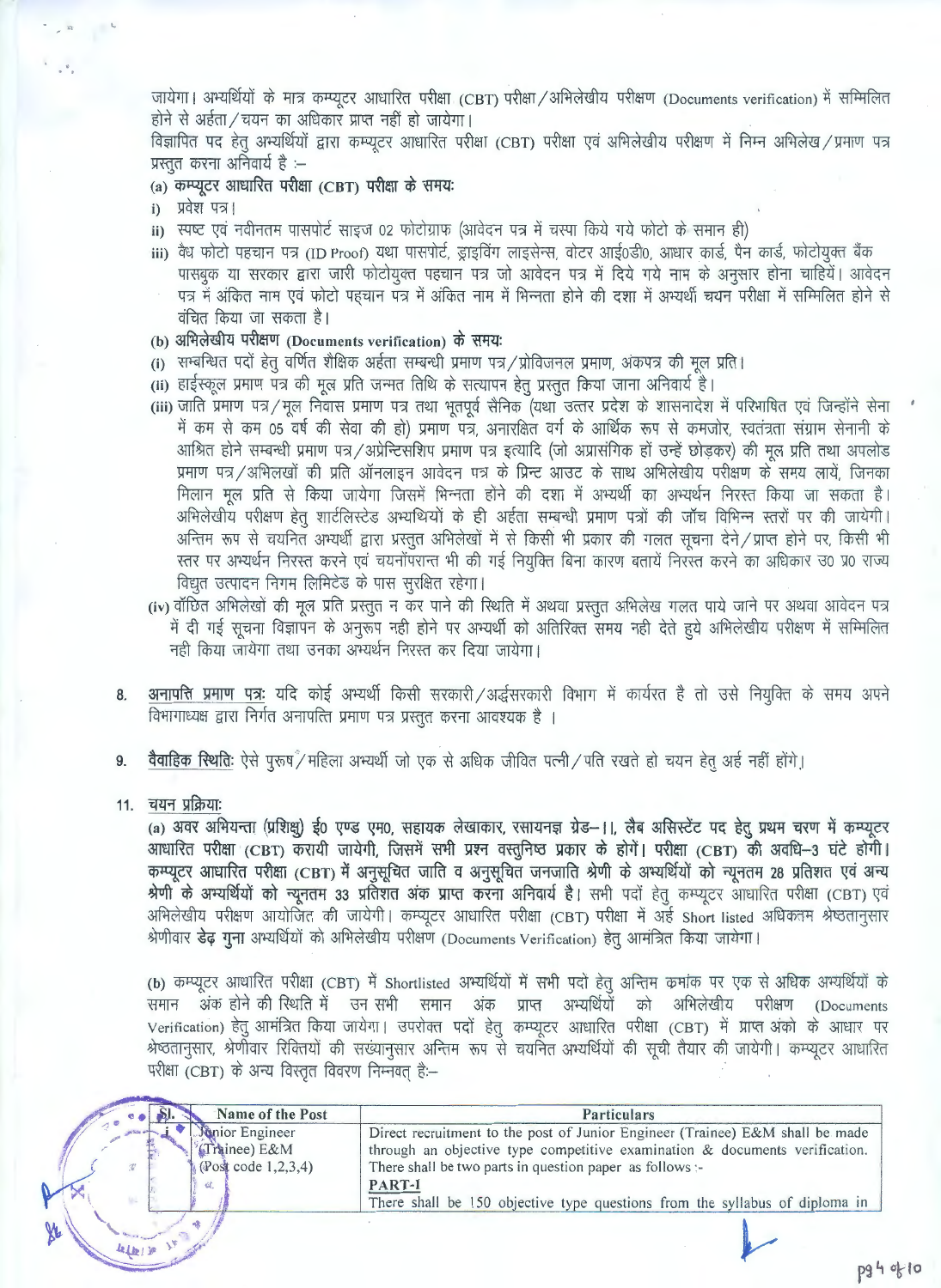जायेगा। अभ्यर्थियों के मात्र कम्प्यूटर आधारित परीक्षा (CBT) परीक्षा/अभिलेखीय परीक्षण (Documents verification) में सम्मिलित होने से अर्हता/चयन का अधिकार प्राप्त नहीं हो जायेगा।

विज्ञापित पद हेतु अभ्यर्थियों द्वारा कम्प्यूटर आधारित परीक्षा (CBT) परीक्षा एवं अभिलेखीय परीक्षण में निम्न अभिलेख/प्रमाण पत्र प्रस्तुत करना अनिवार्य है :–

**(a) कम्प्यूटर आधारित परीक्षा (CBT) परीक्षा के समयः**

i) प्रवेश पत्र।

ii) स्पष्ट एवं नवीनतम पासपोर्ट साइज 02 फोटोग्राफ (आवेदन पत्र में चस्पा किये गये फोटो के समान ही)

iii) वैध फोटो पहचान पत्र (ID Proof) यथा पासपोर्ट, ड्राइविंग लाइसेन्स, वोटर आई0डी0, आधार कार्ड, पैन कार्ड, फोटोयुक्त बैंक पासबुक या सरकार द्वारा जारी फोटोयुक्त पहचान पत्र जो आवेदन पत्र में दिये गये नाम के अनुसार होना चाहियें। आवेदन पत्र में अंकित नाम एवं फोटो पहचान पत्र में अंकित नाम में भिन्नता होने की दशा में अभ्यर्थी चयन परीक्षा में सम्मिलित होने से वंचित किया जा सकता है।

**(b) अभिलेखीय परीक्षण (Documents verification) के समयः**

(i) सम्बन्धित पदों हेतु वर्णित शैक्षिक अर्हता सम्बन्धी प्रमाण पत्र/प्रोविजनल प्रमाण, अंकपत्र की मूल प्रति।

(ii) हाईस्कूल प्रमाण पत्र की मूल प्रति जन्मत तिथि के सत्यापन हेतु प्रस्तुत किया जाना अनिवार्य है।

(iii) जाति प्रमाण पत्र/मूल निवास प्रमाण पत्र तथा भूतपूर्व सैनिक (यथा उत्तर प्रदेश के शासनादेश में परिभाषित एवं जिन्होंने सेना में कम से कम 05 वर्ष की सेवा की हो) प्रमाण पत्र, अनारक्षित वर्ग के आर्थिक रूप से कमजोर, स्वतंत्रता संग्राम सेनानी के आश्रित होने सम्बन्धी प्रमाण पत्र/अप्रेन्टिसशिप प्रमाण पत्र इत्यादि (जो अप्रासंगिक हों उन्हें छोड़कर) की मूल प्रति तथा अपलोड प्रमाण पत्र/अभिलखों की प्रति ऑनलाइन आवेदन पत्र के प्रिन्ट आउट के साथ अभिलेखीय परीक्षण के समय लायें, जिनका मिलान मूल प्रति से किया जायेगा जिसमें भिन्नता होने की दशा में अभ्यर्थी का अभ्यर्थन निरस्त किया जा सकता है। अभिलेखीय परीक्षण हेतु शार्टलिस्टेड अभ्यथियों के ही अर्हता सम्बन्धी प्रमाण पत्रों की जॉच विभिन्न स्तरों पर की जायेगी। अन्तिम रूप से चयनित अभ्यर्थी द्वारा प्रस्तुत अभिलेखों में से किसी भी प्रकार की गलत सूचना देने/प्राप्त होने पर, किसी भी स्तर पर अभ्यर्थन निरस्त करने एवं चयनोंपरान्त भी की गई नियुक्ति बिना कारण बतायें निरस्त करने का अधिकार उ0 प्र0 राज्य विद्युत उत्पादन निगम लिमिटेड के पास सुरक्षित रहेगा।

(iv) वॉछित अभिलेखों की मूल प्रति प्रस्तुत न कर पाने की स्थिति में अथवा प्रस्तुत अभिलेख गलत पाये जाने पर अथवा आवेदन पत्र में दी गई सूचना विज्ञापन के अनुरूप नही होने पर अभ्यर्थी को अतिरिक्त समय नही देते हुये अभिलेखीय परीक्षण में सम्मिलित नही किया जायेगा तथा उनका अभ्यर्थन निरस्त कर दिया जायेगा।

8. **अनापत्ति प्रमाण पत्रः** यदि कोई अभ्यर्थी किसी सरकारी/अर्द्धसरकारी विभाग में कार्यरत है तो उसे नियुक्ति के समय अपने विभागाध्यक्ष द्वारा निर्गत अनापत्ति प्रमाण पत्र प्रस्तुत करना आवश्यक है ।

9. **वैवाहिक स्थितिः** ऐसे पुरुष/महिला अभ्यर्थी जो एक से अधिक जीवित पत्नी/पति रखते हो चयन हेतु अर्ह नहीं होंगे।

11. **चयन प्रक्रियाः**

**(a) अवर अभियन्ता (प्रशिक्षु) ई0 एण्ड एम0, सहायक लेखाकार, रसायनज्ञ ग्रेड–II, लैब असिस्टेंट पद हेतु प्रथम चरण में कम्प्यूटर आधारित परीक्षा (CBT) करायी जायेगी, जिसमें सभी प्रश्न वस्तुनिष्ठ प्रकार के होंगें। परीक्षा (CBT) की अवधि–3 घंटे होगी। कम्प्यूटर आधारित परीक्षा (CBT) में अनुसूचित जाति व अनुसूचित जनजाति श्रेणी के अभ्यर्थियों को न्यूनतम 28 प्रतिशत एवं अन्य श्रेणी के अभ्यर्थियों को न्यूनतम 33 प्रतिशत अंक प्राप्त करना अनिवार्य है।** सभी पदों हेतु कम्प्यूटर आधारित परीक्षा (CBT) एवं अभिलेखीय परीक्षण आयोजित की जायेगी। कम्प्यूटर आधारित परीक्षा (CBT) परीक्षा में अर्ह Short listed अधिकतम श्रेष्ठतानुसार श्रेणीवार **डेढ़ गुना** अभ्यर्थियों को अभिलेखीय परीक्षण (Documents Verification) हेतु आमंत्रित किया जायेगा।

(b) कम्प्यूटर आधारित परीक्षा (CBT) में Shortlisted अभ्यर्थियों में सभी पदो हेतु अन्तिम क्रमांक पर एक से अधिक अभ्यर्थियों के समान अंक होने की स्थिति में उन सभी समान अंक प्राप्त अभ्यर्थियों को अभिलेखीय परीक्षण (Documents Verification) हेतु आमंत्रित किया जायेगा। उपरोक्त पदों हेतु कम्प्यूटर आधारित परीक्षा (CBT) में प्राप्त अंको के आधार पर श्रेष्ठतानुसार, श्रेणीवार रिक्तियों की सख्यानुसार अन्तिम रूप से चयनित अभ्यर्थियों की सूची तैयार की जायेगी। कम्प्यूटर आधारित परीक्षा (CBT) के अन्य विस्तृत विवरण निम्नवत् हैः–

| Sl. | Name of the Post | Particulars |
|---|---|---|
| i | Junior Engineer (Trainee) E&M (Post code 1,2,3,4) | Direct recruitment to the post of Junior Engineer (Trainee) E&M shall be made through an objective type competitive examination & documents verification. There shall be two parts in question paper as follows :- **PART-I** There shall be 150 objective type questions from the syllabus of diploma in |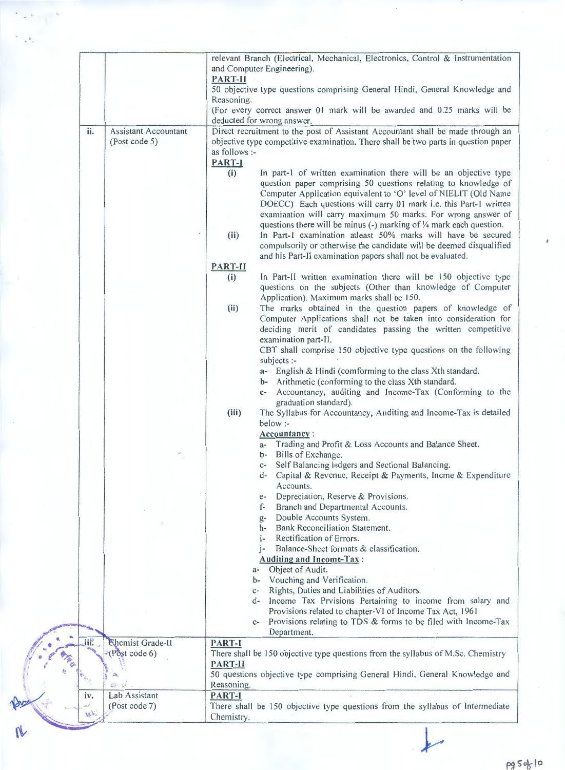| | | |
|---|---|---|
| | | relevant Branch (Electrical, Mechanical, Electronics, Control & Instrumentation and Computer Engineering).<br>**PART-II**<br>50 objective type questions comprising General Hindi, General Knowledge and Reasoning.<br>(For every correct answer 01 mark will be awarded and 0.25 marks will be deducted for wrong answer. |
| ii. | Assistant Accountant (Post code 5) | Direct recruitment to the post of Assistant Accountant shall be made through an objective type competitive examination. There shall be two parts in question paper as follows :-<br>**PART-I**<br>(i) In part-1 of written examination there will be an objective type question paper comprising 50 questions relating to knowledge of Computer Application equivalent to 'O' level of NIELIT (Old Name DOECC) Each questions will carry 01 mark i.e. this Part-1 written examination will carry maximum 50 marks. For wrong answer of questions there will be minus (-) marking of ¼ mark each question.<br>(ii) In Part-1 examination atleast 50% marks will have be secured compulsorily or otherwise the candidate will be deemed disqualified and his Part-II examination papers shall not be evaluated.<br>**PART-II**<br>(i) In Part-II written examination there will be 150 objective type questions on the subjects (Other than knowledge of Computer Application). Maximum marks shall be 150.<br>(ii) The marks obtained in the question papers of knowledge of Computer Applications shall not be taken into consideration for deciding merit of candidates passing the written competitive examination part-II.<br>CBT shall comprise 150 objective type questions on the following subjects :-<br>a- English & Hindi (comforming to the class Xth standard.<br>b- Arithmetic (conforming to the class Xth standard.<br>c- Accountancy, auditing and Income-Tax (Conforming to the graduation standard).<br>(iii) The Syllabus for Accountancy, Auditing and Income-Tax is detailed below :-<br>**Accountancy** :<br>a- Trading and Profit & Loss Accounts and Balance Sheet.<br>b- Bills of Exchange.<br>c- Self Balancing ledgers and Sectional Balancing.<br>d- Capital & Revenue, Receipt & Payments, Incme & Expenditure Accounts.<br>e- Depreciation, Reserve & Provisions.<br>f- Branch and Departmental Accounts.<br>g- Double Accounts System.<br>h- Bank Reconciliation Statement.<br>i- Rectification of Errors.<br>j- Balance-Sheet formats & classification.<br>**Auditing and Income-Tax** :<br>a- Object of Audit.<br>b- Vouching and Verification.<br>c- Rights, Duties and Liabilities of Auditors.<br>d- Income Tax Prvisions Pertaining to income from salary and Provisions related to chapter-VI of Income Tax Act, 1961<br>e- Provisions relating to TDS & forms to be filed with Income-Tax Department. |
| iii. | Chemist Grade-II (Post code 6) | **PART-I**<br>There shall be 150 objective type questions from the syllabus of M.Sc. Chemistry<br>**PART-II**<br>50 questions objective type comprising General Hindi, General Knowledge and Reasoning. |
| iv. | Lab Assistant (Post code 7) | **PART-I**<br>There shall be 150 objective type questions from the syllabus of Intermediate Chemistry. |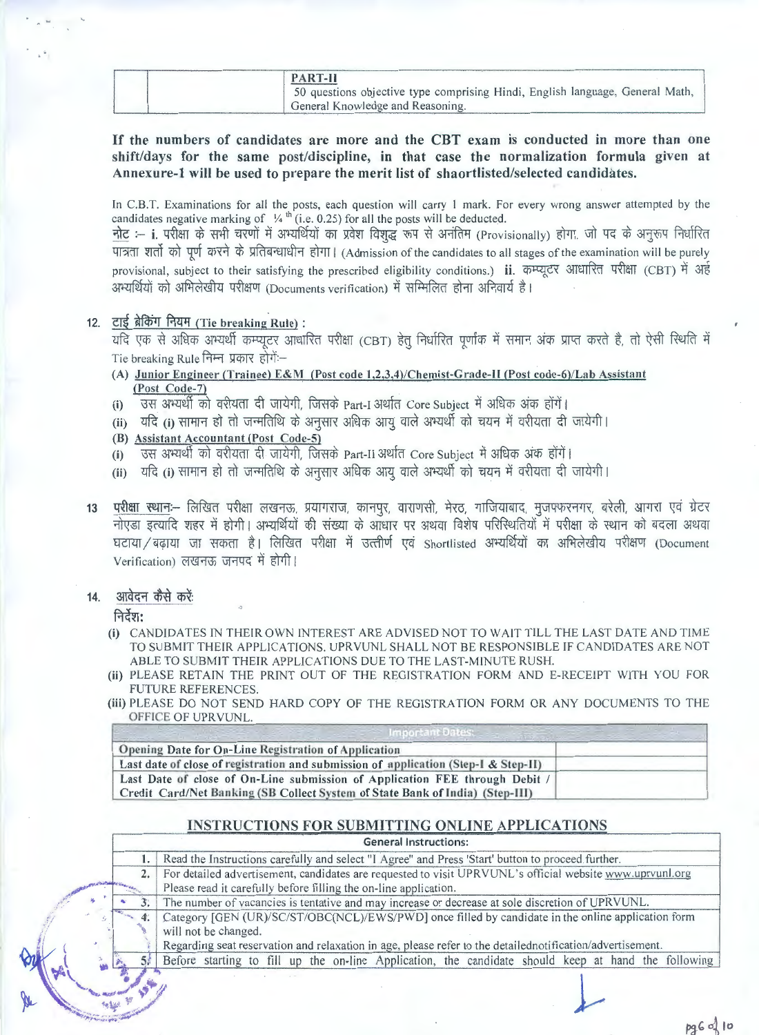| | | PART-II<br>50 questions objective type comprising Hindi, English language, General Math, General Knowledge and Reasoning. |
|---|---|---|

**If the numbers of candidates are more and the CBT exam is conducted in more than one shift/days for the same post/discipline, in that case the normalization formula given at Annexure-1 will be used to prepare the merit list of shaortlisted/selected candidates.**

In C.B.T. Examinations for all the posts, each question will carry 1 mark. For every wrong answer attempted by the candidates negative marking of $\frac{1}{4}^{th}$ (i.e. 0.25) for all the posts will be deducted.

**नोट :-** **i.** परीक्षा के सभी चरणों में अभ्यर्थियों का प्रवेश विशुद्ध रूप से अनंतिम (Provisionally) होगा, जो पद के अनुरूप निर्धारित पात्रता शर्तो को पूर्ण करने के प्रतिबन्धाधीन होगा। (Admission of the candidates to all stages of the examination will be purely provisional, subject to their satisfying the prescribed eligibility conditions.) **ii.** कम्प्यूटर आधारित परीक्षा (CBT) में अर्ह अभ्यर्थियों को अभिलेखीय परीक्षण (Documents verification) में सम्मिलित होना अनिवार्य है।

**12. टाई ब्रेकिंग नियम (Tie breaking Rule) :**

यदि एक से अधिक अभ्यर्थी कम्प्यूटर आधारित परीक्षा (CBT) हेतु निर्धारित पूर्णांक में समान अंक प्राप्त करते है, तो ऐसी स्थिति में Tie breaking Rule निम्न प्रकार होगें:-

**(A) Junior Engineer (Trainee) E&M (Post code 1,2,3,4)/Chemist-Grade-II (Post code-6)/Lab Assistant (Post Code-7)**

(i) उस अभ्यर्थी को वरीयता दी जायेगी, जिसके Part-I अर्थात Core Subject में अधिक अंक होंगें।

(ii) यदि (i) सामान हो तो जन्मतिथि के अनुसार अधिक आयु वाले अभ्यर्थी को चयन में वरीयता दी जायेगी।

**(B) Assistant Accountant (Post Code-5)**

(i) उस अभ्यर्थी को वरीयता दी जायेगी, जिसके Part-II अर्थात Core Subject में अधिक अंक होंगें।

(ii) यदि (i) सामान हो तो जन्मतिथि के अनुसार अधिक आयु वाले अभ्यर्थी को चयन में वरीयता दी जायेगी।

**13 परीक्षा स्थान:-** लिखित परीक्षा लखनऊ, प्रयागराज, कानपुर, वाराणसी, मेरठ, गाजियाबाद, मुजफ्फरनगर, बरेली, आगरा एवं ग्रेटर नोएडा इत्यादि शहर में होगी। अभ्यर्थियों की संख्या के आधार पर अथवा विशेष परिस्थितियों में परीक्षा के स्थान को बदला अथवा घटाया/बढ़ाया जा सकता है। लिखित परीक्षा में उत्तीर्ण एवं Shortlisted अभ्यर्थियों का अभिलेखीय परीक्षण (Document Verification) लखनऊ जनपद में होगी।

**14. आवेदन कैसे करें:**

**निर्देश:**

(i) CANDIDATES IN THEIR OWN INTEREST ARE ADVISED NOT TO WAIT TILL THE LAST DATE AND TIME TO SUBMIT THEIR APPLICATIONS. UPRVUNL SHALL NOT BE RESPONSIBLE IF CANDIDATES ARE NOT ABLE TO SUBMIT THEIR APPLICATIONS DUE TO THE LAST-MINUTE RUSH.

(ii) PLEASE RETAIN THE PRINT OUT OF THE REGISTRATION FORM AND E-RECEIPT WITH YOU FOR FUTURE REFERENCES.

(iii) PLEASE DO NOT SEND HARD COPY OF THE REGISTRATION FORM OR ANY DOCUMENTS TO THE OFFICE OF UPRVUNL.

| Important Dates: | |
|---|---|
| **Opening Date for On-Line Registration of Application** | |
| **Last date of close of registration and submission of application (Step-I & Step-II)** | |
| **Last Date of close of On-Line submission of Application FEE through Debit / Credit Card/Net Banking (SB Collect System of State Bank of India) (Step-III)** | |

## INSTRUCTIONS FOR SUBMITTING ONLINE APPLICATIONS

| | General Instructions: |
|---|---|
| 1. | Read the Instructions carefully and select "I Agree" and Press 'Start' button to proceed further. |
| 2. | For detailed advertisement, candidates are requested to visit UPRVUNL's official website www.uprvunl.org Please read it carefully before filling the on-line application. |
| 3. | The number of vacancies is tentative and may increase or decrease at sole discretion of UPRVUNL. |
| 4. | Category [GEN (UR)/SC/ST/OBC(NCL)/EWS/PWD] once filled by candidate in the online application form will not be changed.<br>Regarding seat reservation and relaxation in age, please refer to the detailednotification/advertisement. |
| 5. | Before starting to fill up the on-line Application, the candidate should keep at hand the following |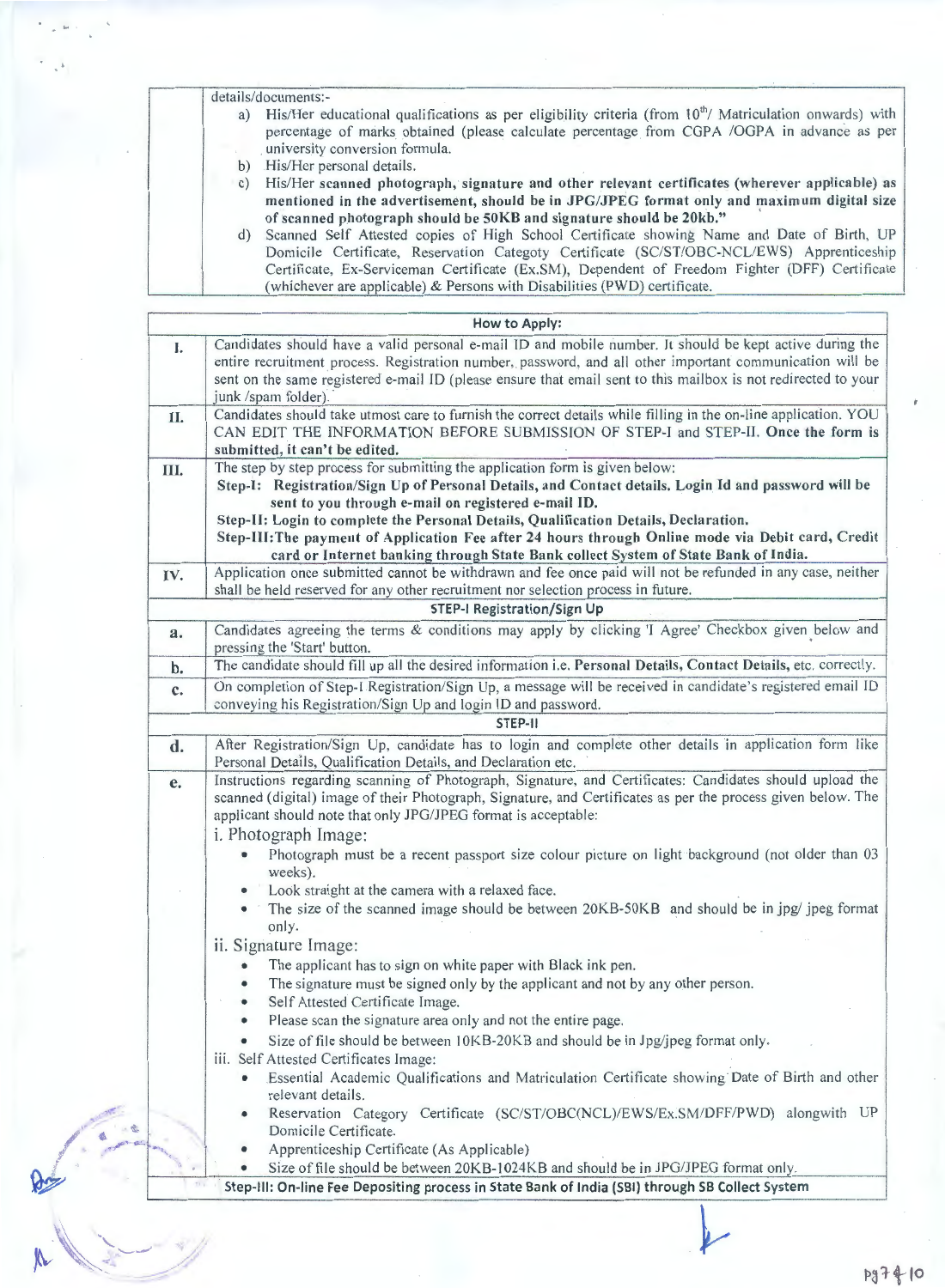| | details/documents:- <br> a) His/Her educational qualifications as per eligibility criteria (from 10th/ Matriculation onwards) with percentage of marks obtained (please calculate percentage from CGPA /OGPA in advance as per university conversion formula. <br> b) His/Her personal details. <br> c) His/Her **scanned photograph, signature and other relevant certificates (wherever applicable) as mentioned in the advertisement, should be in JPG/JPEG format only and maximum digital size of scanned photograph should be 50KB and signature should be 20kb."** <br> d) Scanned Self Attested copies of High School Certificate showing Name and Date of Birth, UP Domicile Certificate, Reservation Categoty Certificate (SC/ST/OBC-NCL/EWS) Apprenticeship Certificate, Ex-Serviceman Certificate (Ex.SM), Dependent of Freedom Fighter (DFF) Certificate (whichever are applicable) & Persons with Disabilities (PWD) certificate. |
|---|---|

| How to Apply: | |
|---|---|
| **I.** | Candidates should have a valid personal e-mail ID and mobile number. It should be kept active during the entire recruitment process. Registration number, password, and all other important communication will be sent on the same registered e-mail ID (please ensure that email sent to this mailbox is not redirected to your junk /spam folder). |
| **II.** | Candidates should take utmost care to furnish the correct details while filling in the on-line application. YOU CAN EDIT THE INFORMATION BEFORE SUBMISSION OF STEP-I and STEP-II. **Once the form is submitted, it can't be edited.** |
| **III.** | The step by step process for submitting the application form is given below: <br> **Step-I: Registration/Sign Up of Personal Details, and Contact details. Login Id and password will be sent to you through e-mail on registered e-mail ID.** <br> **Step-II: Login to complete the Personal Details, Qualification Details, Declaration.** <br> **Step-III: The payment of Application Fee after 24 hours through Online mode via Debit card, Credit card or Internet banking through State Bank collect System of State Bank of India.** |
| **IV.** | Application once submitted cannot be withdrawn and fee once paid will not be refunded in any case, neither shall be held reserved for any other recruitment nor selection process in future. |
| | **STEP-I Registration/Sign Up** |
| **a.** | Candidates agreeing the terms & conditions may apply by clicking 'I Agree' Checkbox given below and pressing the 'Start' button. |
| **b.** | The candidate should fill up all the desired information i.e. **Personal Details, Contact Details**, etc. correctly. |
| **c.** | On completion of Step-I Registration/Sign Up, a message will be received in candidate's registered email ID conveying his Registration/Sign Up and login ID and password. |
| | **STEP-II** |
| **d.** | After Registration/Sign Up, candidate has to login and complete other details in application form like Personal Details, Qualification Details, and Declaration etc. |
| **e.** | Instructions regarding scanning of Photograph, Signature, and Certificates: Candidates should upload the scanned (digital) image of their Photograph, Signature, and Certificates as per the process given below. The applicant should note that only JPG/JPEG format is acceptable: <br> i. Photograph Image: <br> • Photograph must be a recent passport size colour picture on light background (not older than 03 weeks). <br> • Look straight at the camera with a relaxed face. <br> • The size of the scanned image should be between 20KB-50KB and should be in jpg/ jpeg format only. <br> ii. Signature Image: <br> • The applicant has to sign on white paper with Black ink pen. <br> • The signature must be signed only by the applicant and not by any other person. <br> • Self Attested Certificate Image. <br> • Please scan the signature area only and not the entire page. <br> • Size of file should be between 10KB-20KB and should be in Jpg/jpeg format only. <br> iii. Self Attested Certificates Image: <br> • Essential Academic Qualifications and Matriculation Certificate showing Date of Birth and other relevant details. <br> • Reservation Category Certificate (SC/ST/OBC(NCL)/EWS/Ex.SM/DFF/PWD) alongwith UP Domicile Certificate. <br> • Apprenticeship Certificate (As Applicable) <br> • Size of file should be between 20KB-1024KB and should be in JPG/JPEG format only. |
| | **Step-III: On-line Fee Depositing process in State Bank of India (SBI) through SB Collect System** |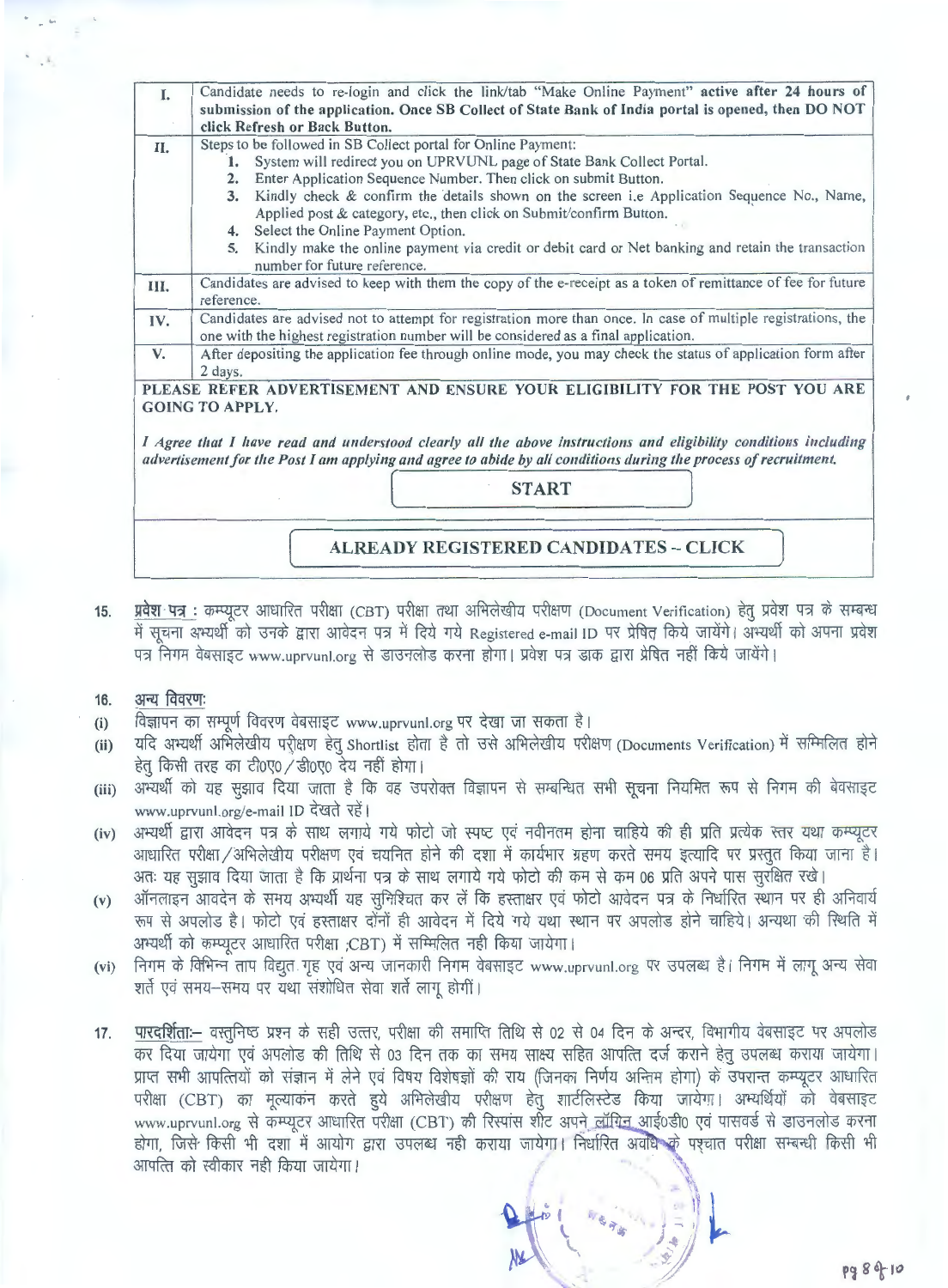| | |
|---|---|
| I. | Candidate needs to re-login and click the link/tab "Make Online Payment" **active after 24 hours of submission of the application. Once SB Collect of State Bank of India portal is opened, then DO NOT click Refresh or Back Button.** |
| II. | Steps to be followed in SB Collect portal for Online Payment: 1. System will redirect you on UPRVUNL page of State Bank Collect Portal. 2. Enter Application Sequence Number. Then click on submit Button. 3. Kindly check & confirm the details shown on the screen i.e Application Sequence No., Name, Applied post & category, etc., then click on Submit/confirm Button. 4. Select the Online Payment Option. 5. Kindly make the online payment via credit or debit card or Net banking and retain the transaction number for future reference. |
| III. | Candidates are advised to keep with them the copy of the e-receipt as a token of remittance of fee for future reference. |
| IV. | Candidates are advised not to attempt for registration more than once. In case of multiple registrations, the one with the highest registration number will be considered as a final application. |
| V. | After depositing the application fee through online mode, you may check the status of application form after 2 days. |

**PLEASE REFER ADVERTISEMENT AND ENSURE YOUR ELIGIBILITY FOR THE POST YOU ARE GOING TO APPLY.**

***I Agree that I have read and understood clearly all the above instructions and eligibility conditions including advertisement for the Post I am applying and agree to abide by all conditions during the process of recruitment.***

**START**

**ALREADY REGISTERED CANDIDATES – CLICK**

15. <u>प्रवेश पत्र</u> : कम्प्यूटर आधारित परीक्षा (CBT) परीक्षा तथा अभिलेखीय परीक्षण (Document Verification) हेतु प्रवेश पत्र के सम्बन्ध में सूचना अभ्यर्थी को उनके द्वारा आवेदन पत्र में दिये गये Registered e-mail ID पर प्रेषित किये जायेंगे। अभ्यर्थी को अपना प्रवेश पत्र निगम वेबसाइट www.uprvunl.org से डाउनलोड करना होगा। प्रवेश पत्र डाक द्वारा प्रेषित नहीं किये जायेंगे।

16. <u>अन्य विवरण:</u>

(i) विज्ञापन का सम्पूर्ण विवरण वेबसाइट www.uprvunl.org पर देखा जा सकता है।

(ii) यदि अभ्यर्थी अभिलेखीय परीक्षण हेतु Shortlist होता है तो उसे अभिलेखीय परीक्षण (Documents Verification) में सम्मिलित होने हेतु किसी तरह का टी0ए0 / डी0ए0 देय नहीं होगा।

(iii) अभ्यर्थी को यह सुझाव दिया जाता है कि वह उपरोक्त विज्ञापन से सम्बन्धित सभी सूचना नियमित रूप से निगम की बेवसाइट www.uprvunl.org/e-mail ID देखते रहें।

(iv) अभ्यर्थी द्वारा आवेदन पत्र के साथ लगाये गये फोटो जो स्पष्ट एवं नवीनतम होना चाहिये की ही प्रति प्रत्येक स्तर यथा कम्प्यूटर आधारित परीक्षा / अभिलेखीय परीक्षण एवं चयनित होने की दशा में कार्यभार ग्रहण करते समय इत्यादि पर प्रस्तुत किया जाना है। अतः यह सुझाव दिया जाता है कि प्रार्थना पत्र के साथ लगाये गये फोटो की कम से कम 06 प्रति अपने पास सुरक्षित रखे।

(v) ऑनलाइन आवदेन के समय अभ्यर्थी यह सुनिश्चित कर लें कि हस्ताक्षर एवं फोटो आवेदन पत्र के निर्धारित स्थान पर ही अनिवार्य रूप से अपलोड है। फोटो एवं हस्ताक्षर दोनों ही आवेदन में दिये गये यथा स्थान पर अपलोड होने चाहिये। अन्यथा की स्थिति में अभ्यर्थी को कम्प्यूटर आधारित परीक्षा ;CBT) में सम्मिलित नही किया जायेगा।

(vi) निगम के विभिन्न ताप विद्युत गृह एवं अन्य जानकारी निगम वेबसाइट www.uprvunl.org पर उपलब्ध है। निगम में लागू अन्य सेवा शर्ते एवं समय–समय पर यथा संशोधित सेवा शर्ते लागू होगीं।

17. <u>पारदर्शिता:–</u> वस्तुनिष्ठ प्रश्न के सही उत्तर, परीक्षा की समाप्ति तिथि से 02 से 04 दिन के अन्दर, विभागीय वेबसाइट पर अपलोड कर दिया जायेगा एवं अपलोड की तिथि से 03 दिन तक का समय साक्ष्य सहित आपत्ति दर्ज कराने हेतु उपलब्ध कराया जायेगा। प्राप्त सभी आपत्तियों को संज्ञान में लेने एवं विषय विशेषज्ञों की राय (जिनका निर्णय अन्तिम होगा) के उपरान्त कम्प्यूटर आधारित परीक्षा (CBT) का मूल्यांकन करते हुये अभिलेखीय परीक्षण हेतु शार्टलिस्टेड किया जायेगा। अभ्यर्थियों को वेबसाइट www.uprvunl.org से कम्प्यूटर आधारित परीक्षा (CBT) की रिस्पांस शीट अपने लॉगिन आई0डी0 एवं पासवर्ड से डाउनलोड करना होगा, जिसे किसी भी दशा में आयोग द्वारा उपलब्ध नही कराया जायेगा। निर्धारित अवधि के पश्चात परीक्षा सम्बन्धी किसी भी आपत्ति को स्वीकार नही किया जायेगा।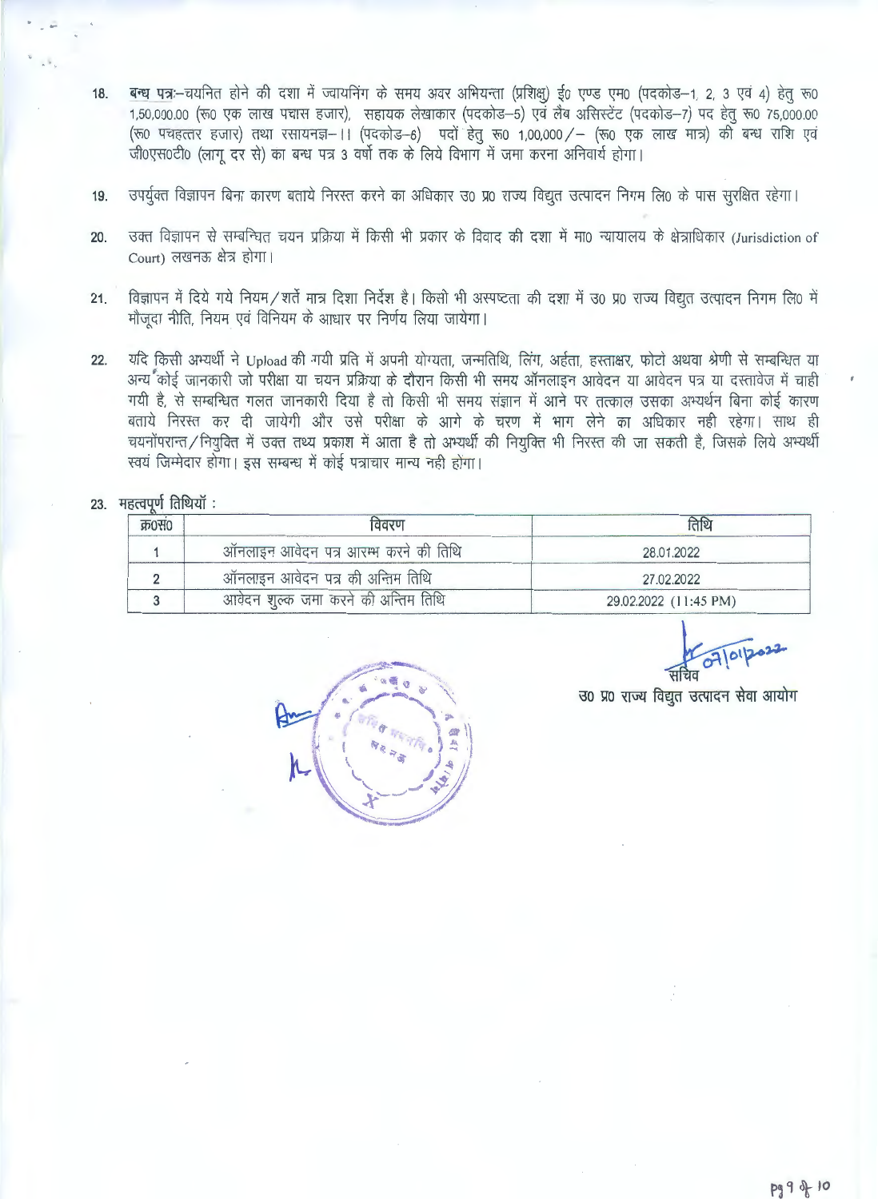18. **बन्ध पत्रः**–चयनित होने की दशा में ज्वायनिंग के समय अवर अभियन्ता (प्रशिक्षु) ई० एण्ड एम० (पदकोड–1, 2, 3 एवं 4) हेतु रू० 1,50,000.00 (रू० एक लाख पचास हजार), सहायक लेखाकार (पदकोड–5) एवं लैब असिस्टेंट (पदकोड–7) पद हेतु रू० 75,000.00 (रू० पचहत्तर हजार) तथा रसायनज्ञ–।। (पदकोड–6) पदों हेतु रू० 1,00,000/– (रू० एक लाख मात्र) की बन्ध राशि एवं जी०एस०टी० (लागू दर से) का बन्ध पत्र 3 वर्षो तक के लिये विभाग में जमा करना अनिवार्य होगा।

19. उपर्युक्त विज्ञापन बिना कारण बताये निरस्त करने का अधिकार उ० प्र० राज्य विद्युत उत्पादन निगम लि० के पास सुरक्षित रहेगा।

20. उक्त विज्ञापन से सम्बन्धित चयन प्रक्रिया में किसी भी प्रकार के विवाद की दशा में मा० न्यायालय के क्षेत्राधिकार (Jurisdiction of Court) लखनऊ क्षेत्र होगा।

21. विज्ञापन में दिये गये नियम/शर्ते मात्र दिशा निर्देश है। किसी भी अस्पष्टता की दशा में उ० प्र० राज्य विद्युत उत्पादन निगम लि० में मौजूदा नीति, नियम एवं विनियम के आधार पर निर्णय लिया जायेगा।

22. यदि किसी अभ्यर्थी ने Upload की गयी प्रति में अपनी योग्यता, जन्मतिथि, लिंग, अर्हता, हस्ताक्षर, फोटो अथवा श्रेणी से सम्बन्धित या अन्य कोई जानकारी जो परीक्षा या चयन प्रक्रिया के दौरान किसी भी समय ऑनलाइन आवेदन या आवेदन पत्र या दस्तावेज में चाही गयी है, से सम्बन्धित गलत जानकारी दिया है तो किसी भी समय संज्ञान में आने पर तत्काल उसका अभ्यर्थन बिना कोई कारण बताये निरस्त कर दी जायेगी और उसे परीक्षा के आगे के चरण में भाग लेने का अधिकार नही रहेगा। साथ ही चयनोंपरान्त/नियुक्ति में उक्त तथ्य प्रकाश में आता है तो अभ्यर्थी की नियुक्ति भी निरस्त की जा सकती है, जिसके लिये अभ्यर्थी स्वयं जिम्मेदार होगा। इस सम्बन्ध में कोई पत्राचार मान्य नही होगा।

23. **महत्वपूर्ण तिथियाँ :**

| क्र०सं० | विवरण | तिथि |
|---|---|---|
| 1 | ऑनलाइन आवेदन पत्र आरम्भ करने की तिथि | 28.01.2022 |
| 2 | ऑनलाइन आवेदन पत्र की अन्तिम तिथि | 27.02.2022 |
| 3 | आवेदन शुल्क जमा करने की अन्तिम तिथि | 29.02.2022 (11:45 PM) |

07/01/2022

सचिव

उ० प्र० राज्य विद्युत उत्पादन सेवा आयोग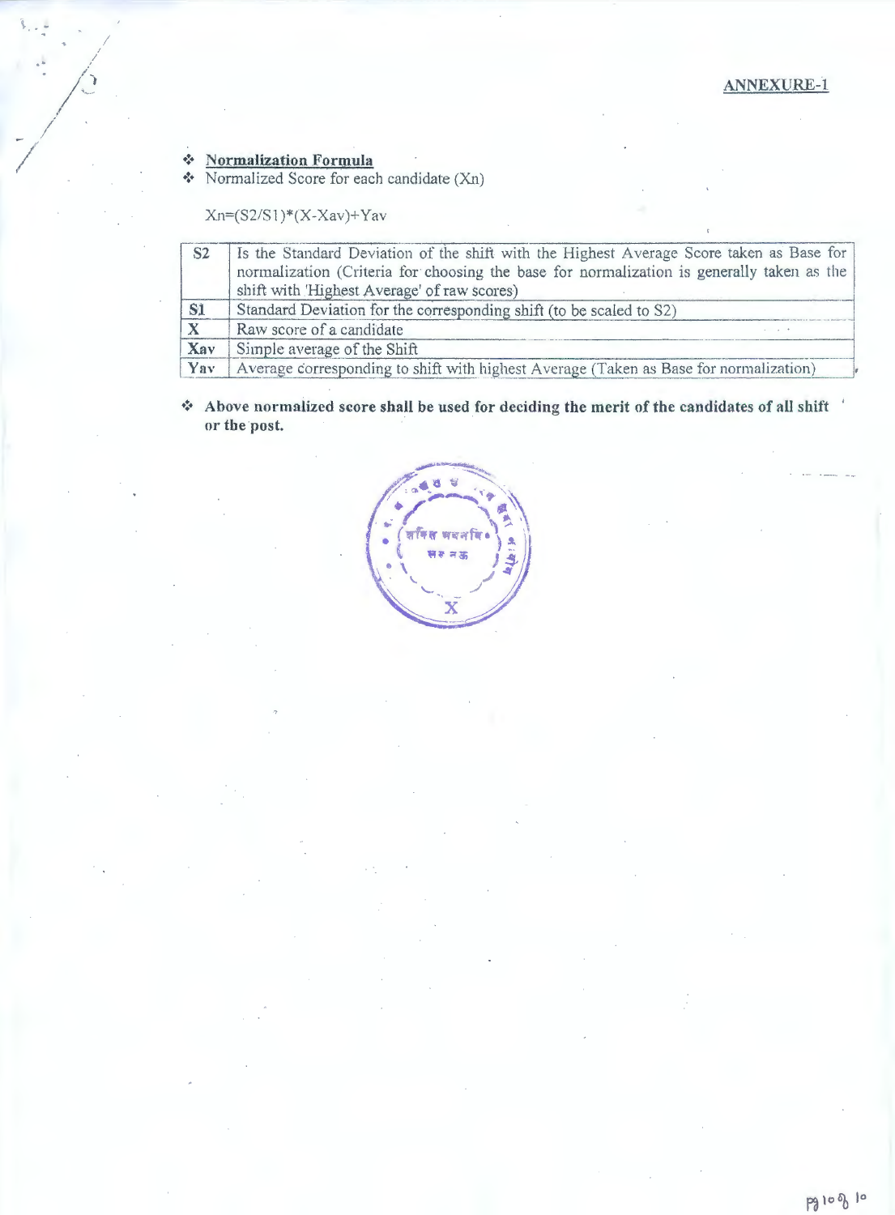ANNEXURE-1

- **Normalization Formula**
- Normalized Score for each candidate ($X_n$)

$$X_n = (S2/S1) * (X - X_{av}) + Y_{av}$$

| | |
|---|---|
| S2 | Is the Standard Deviation of the shift with the Highest Average Score taken as Base for normalization (Criteria for choosing the base for normalization is generally taken as the shift with 'Highest Average' of raw scores) |
| S1 | Standard Deviation for the corresponding shift (to be scaled to S2) |
| X | Raw score of a candidate |
| Xav | Simple average of the Shift |
| Yav | Average corresponding to shift with highest Average (Taken as Base for normalization) |

- **Above normalized score shall be used for deciding the merit of the candidates of all shift or the post.**